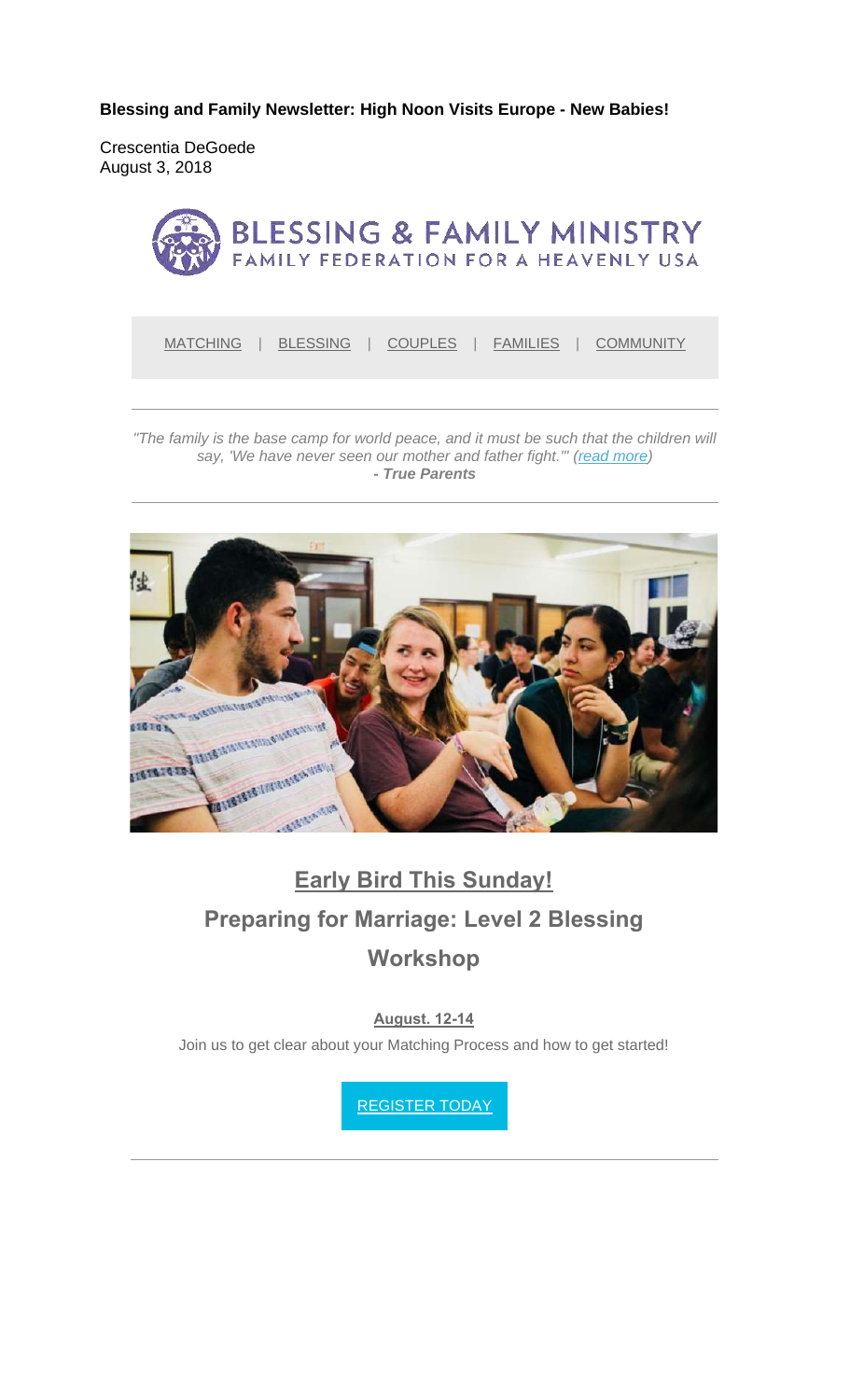**Blessing and Family Newsletter: High Noon Visits Europe - New Babies!**

Crescentia DeGoede
August 3, 2018

BLESSING & FAMILY MINISTRY
FAMILY FEDERATION FOR A HEAVENLY USA

MATCHING | BLESSING | COUPLES | FAMILIES | COMMUNITY

*"The family is the base camp for world peace, and it must be such that the children will say, 'We have never seen our mother and father fight.'" (read more)*
***- True Parents***

## Early Bird This Sunday!

## Preparing for Marriage: Level 2 Blessing Workshop

**August. 12-14**

Join us to get clear about your Matching Process and how to get started!

REGISTER TODAY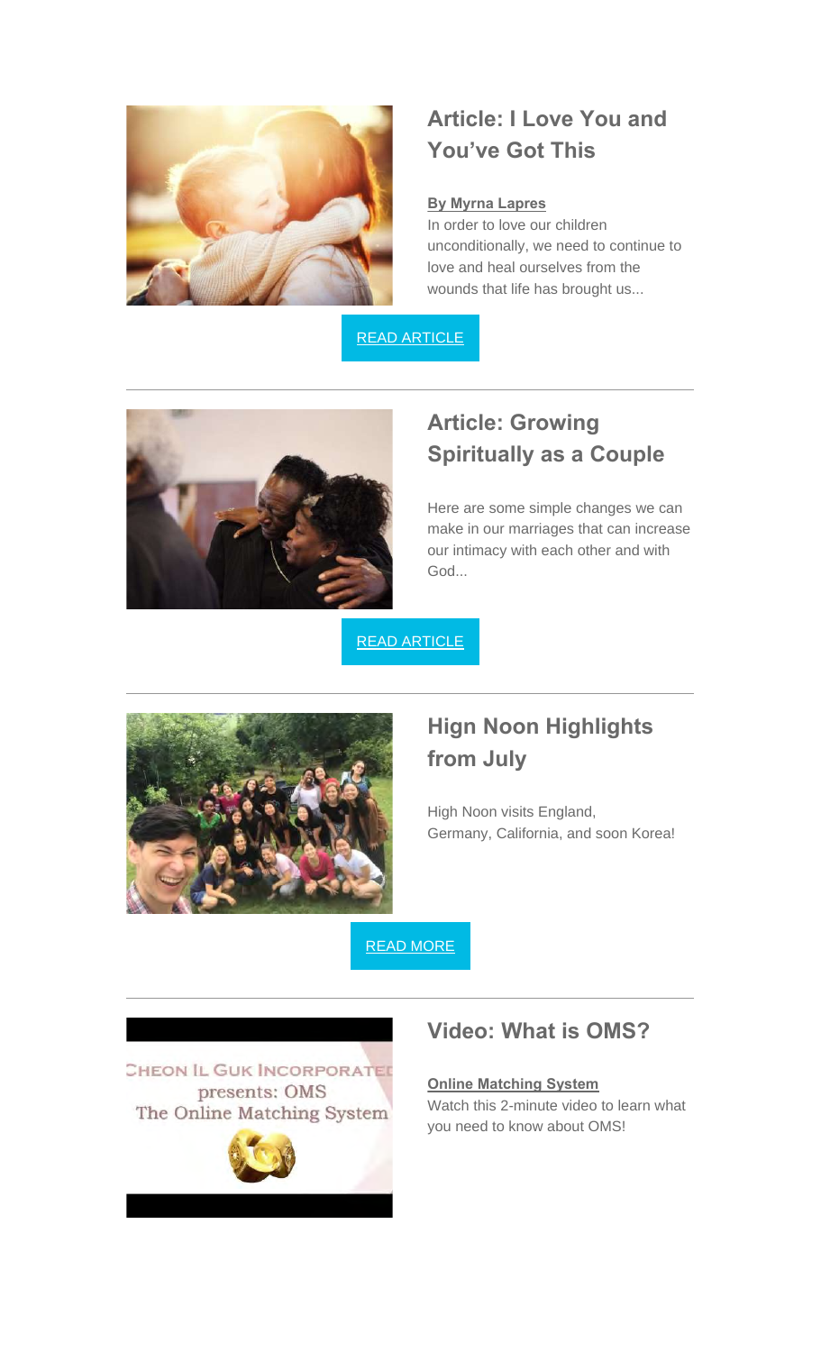## Article: I Love You and You've Got This

**By Myrna Lapres**

In order to love our children unconditionally, we need to continue to love and heal ourselves from the wounds that life has brought us...

READ ARTICLE

---

## Article: Growing Spiritually as a Couple

Here are some simple changes we can make in our marriages that can increase our intimacy with each other and with God...

READ ARTICLE

---

## Hign Noon Highlights from July

High Noon visits England, Germany, California, and soon Korea!

READ MORE

---

## Video: What is OMS?

**Online Matching System**

Watch this 2-minute video to learn what you need to know about OMS!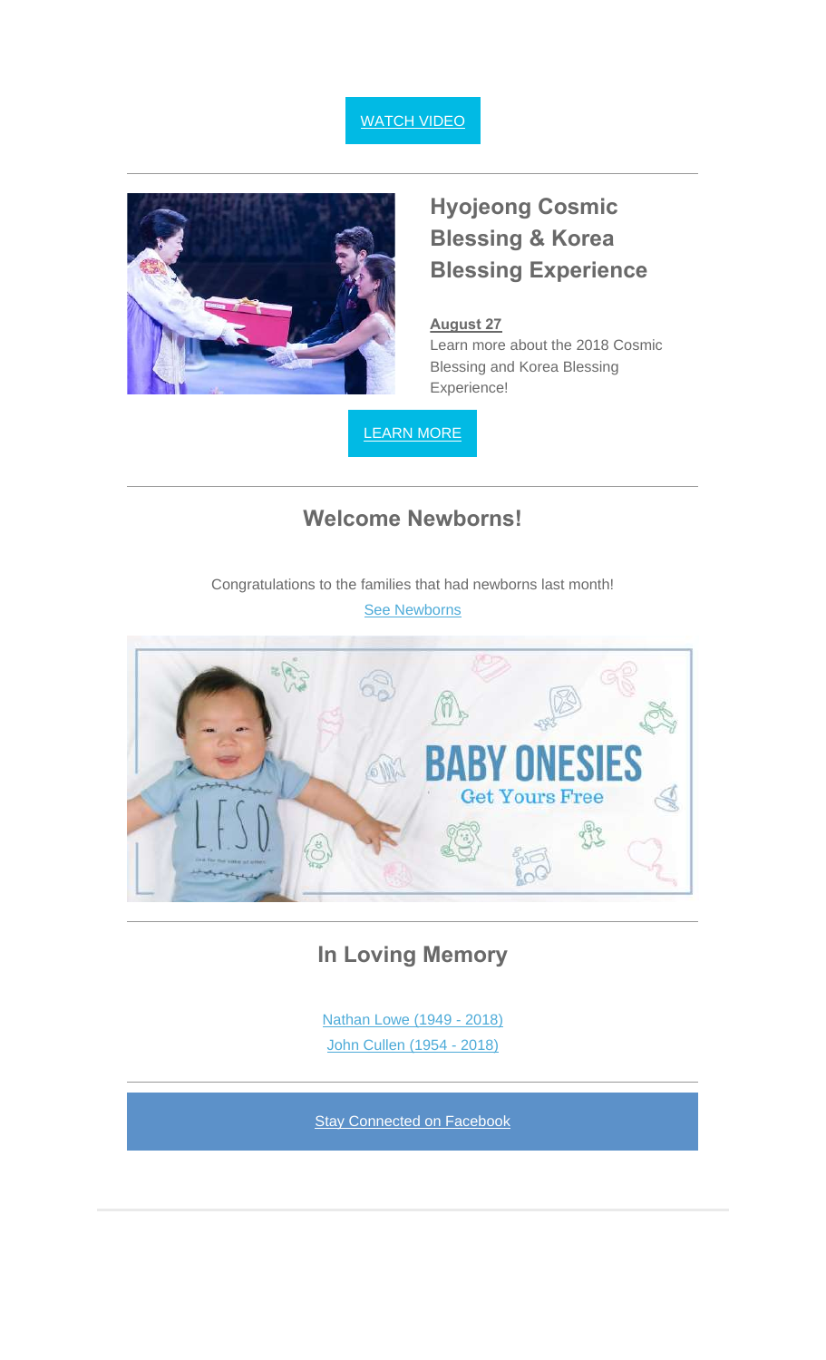WATCH VIDEO

---

## Hyojeong Cosmic Blessing & Korea Blessing Experience

**August 27**

Learn more about the 2018 Cosmic Blessing and Korea Blessing Experience!

LEARN MORE

---

## Welcome Newborns!

Congratulations to the families that had newborns last month!

See Newborns

BABY ONESIES

Get Yours Free

---

## In Loving Memory

Nathan Lowe (1949 - 2018)

John Cullen (1954 - 2018)

---

Stay Connected on Facebook